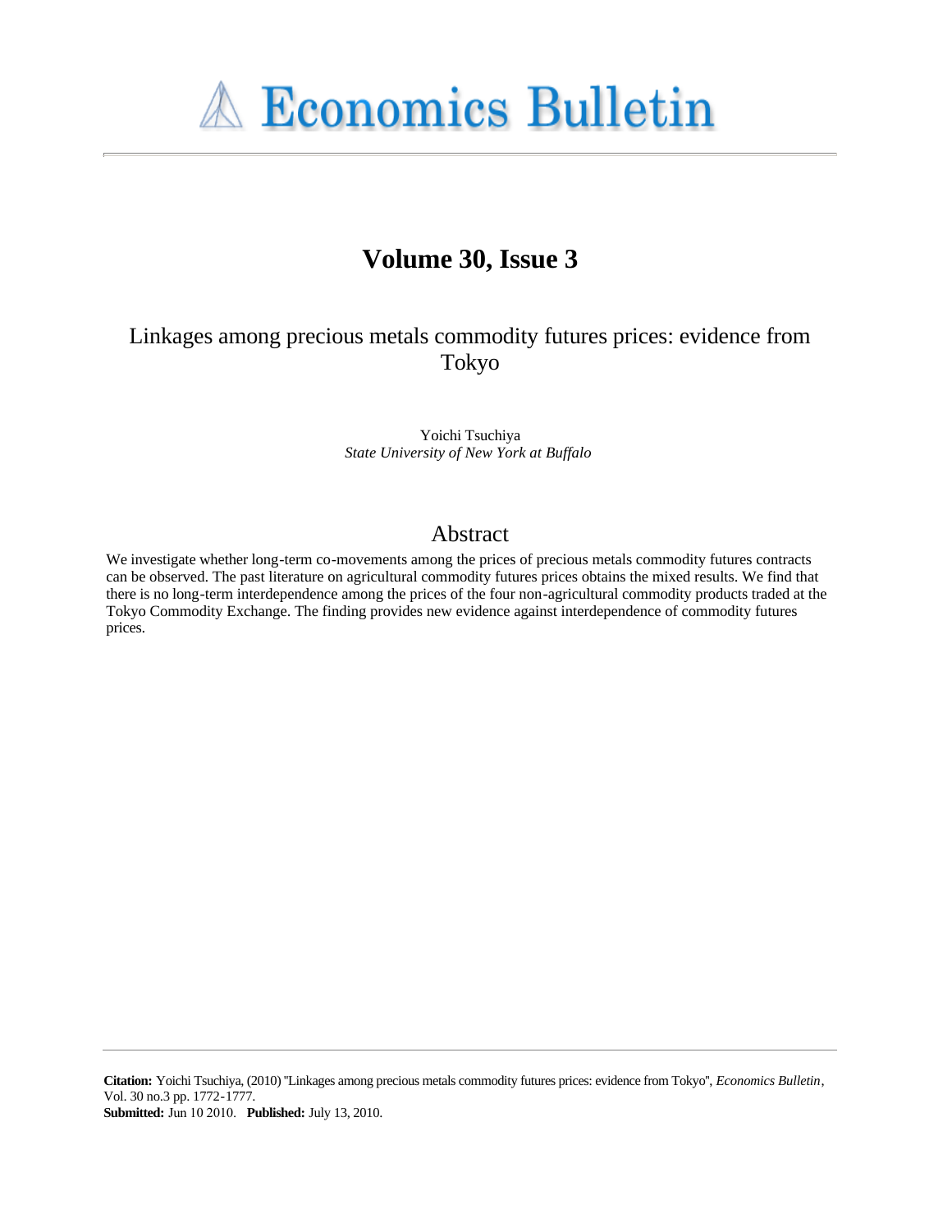# Economics Bulletin

## Volume 30, Issue 3

### Linkages among precious metals commodity futures prices: evidence from Tokyo

Yoichi Tsuchiya
*State University of New York at Buffalo*

## Abstract

We investigate whether long-term co-movements among the prices of precious metals commodity futures contracts can be observed. The past literature on agricultural commodity futures prices obtains the mixed results. We find that there is no long-term interdependence among the prices of the four non-agricultural commodity products traded at the Tokyo Commodity Exchange. The finding provides new evidence against interdependence of commodity futures prices.

**Citation:** Yoichi Tsuchiya, (2010) ''Linkages among precious metals commodity futures prices: evidence from Tokyo'', *Economics Bulletin*, Vol. 30 no.3 pp. 1772-1777.
**Submitted:** Jun 10 2010. **Published:** July 13, 2010.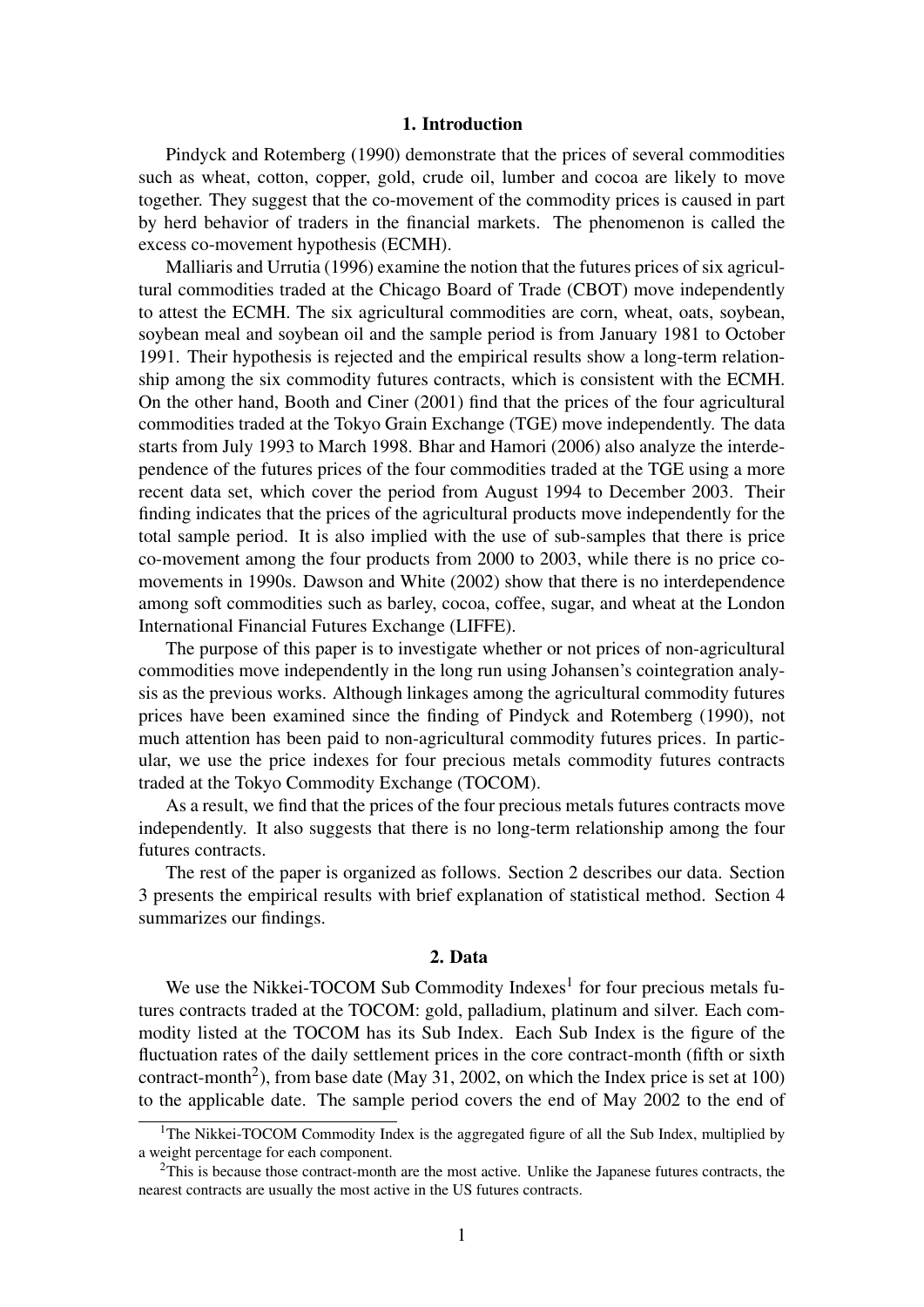## 1. Introduction

Pindyck and Rotemberg (1990) demonstrate that the prices of several commodities such as wheat, cotton, copper, gold, crude oil, lumber and cocoa are likely to move together. They suggest that the co-movement of the commodity prices is caused in part by herd behavior of traders in the financial markets. The phenomenon is called the excess co-movement hypothesis (ECMH).

Malliaris and Urrutia (1996) examine the notion that the futures prices of six agricultural commodities traded at the Chicago Board of Trade (CBOT) move independently to attest the ECMH. The six agricultural commodities are corn, wheat, oats, soybean, soybean meal and soybean oil and the sample period is from January 1981 to October 1991. Their hypothesis is rejected and the empirical results show a long-term relationship among the six commodity futures contracts, which is consistent with the ECMH. On the other hand, Booth and Ciner (2001) find that the prices of the four agricultural commodities traded at the Tokyo Grain Exchange (TGE) move independently. The data starts from July 1993 to March 1998. Bhar and Hamori (2006) also analyze the interdependence of the futures prices of the four commodities traded at the TGE using a more recent data set, which cover the period from August 1994 to December 2003. Their finding indicates that the prices of the agricultural products move independently for the total sample period. It is also implied with the use of sub-samples that there is price co-movement among the four products from 2000 to 2003, while there is no price co-movements in 1990s. Dawson and White (2002) show that there is no interdependence among soft commodities such as barley, cocoa, coffee, sugar, and wheat at the London International Financial Futures Exchange (LIFFE).

The purpose of this paper is to investigate whether or not prices of non-agricultural commodities move independently in the long run using Johansen's cointegration analysis as the previous works. Although linkages among the agricultural commodity futures prices have been examined since the finding of Pindyck and Rotemberg (1990), not much attention has been paid to non-agricultural commodity futures prices. In particular, we use the price indexes for four precious metals commodity futures contracts traded at the Tokyo Commodity Exchange (TOCOM).

As a result, we find that the prices of the four precious metals futures contracts move independently. It also suggests that there is no long-term relationship among the four futures contracts.

The rest of the paper is organized as follows. Section 2 describes our data. Section 3 presents the empirical results with brief explanation of statistical method. Section 4 summarizes our findings.

## 2. Data

We use the Nikkei-TOCOM Sub Commodity Indexes[1] for four precious metals futures contracts traded at the TOCOM: gold, palladium, platinum and silver. Each commodity listed at the TOCOM has its Sub Index. Each Sub Index is the figure of the fluctuation rates of the daily settlement prices in the core contract-month (fifth or sixth contract-month[2]), from base date (May 31, 2002, on which the Index price is set at 100) to the applicable date. The sample period covers the end of May 2002 to the end of

[1] The Nikkei-TOCOM Commodity Index is the aggregated figure of all the Sub Index, multiplied by a weight percentage for each component.

[2] This is because those contract-month are the most active. Unlike the Japanese futures contracts, the nearest contracts are usually the most active in the US futures contracts.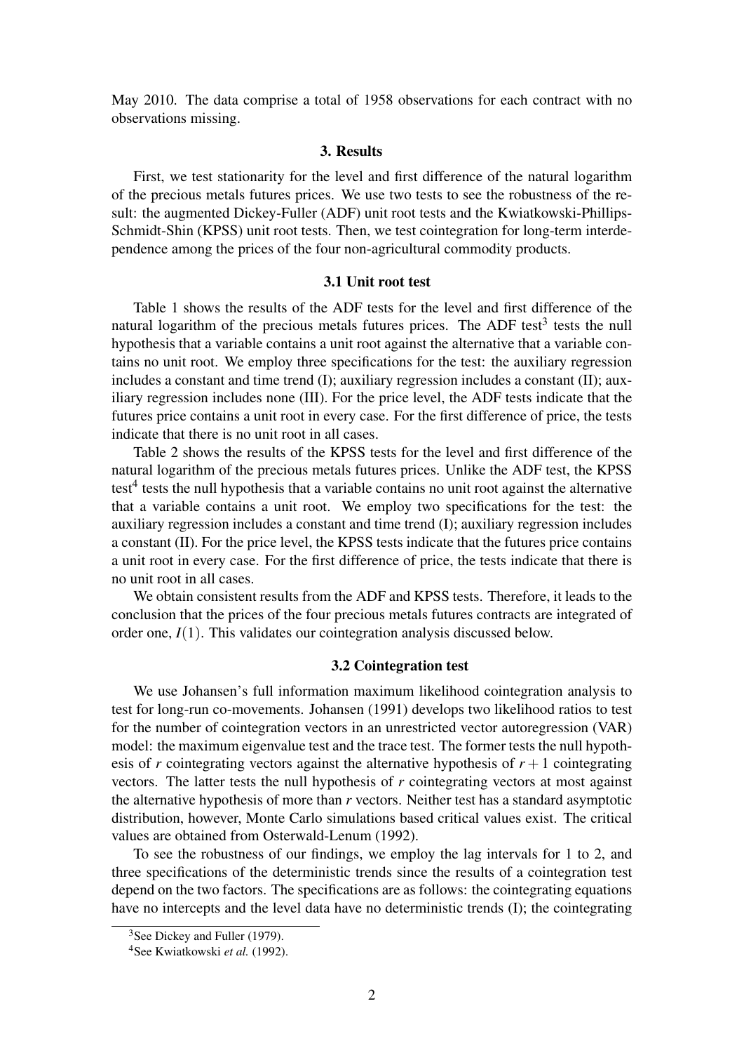May 2010. The data comprise a total of 1958 observations for each contract with no observations missing.

## 3. Results

First, we test stationarity for the level and first difference of the natural logarithm of the precious metals futures prices. We use two tests to see the robustness of the result: the augmented Dickey-Fuller (ADF) unit root tests and the Kwiatkowski-Phillips-Schmidt-Shin (KPSS) unit root tests. Then, we test cointegration for long-term interdependence among the prices of the four non-agricultural commodity products.

### 3.1 Unit root test

Table 1 shows the results of the ADF tests for the level and first difference of the natural logarithm of the precious metals futures prices. The ADF test[3] tests the null hypothesis that a variable contains a unit root against the alternative that a variable contains no unit root. We employ three specifications for the test: the auxiliary regression includes a constant and time trend (I); auxiliary regression includes a constant (II); auxiliary regression includes none (III). For the price level, the ADF tests indicate that the futures price contains a unit root in every case. For the first difference of price, the tests indicate that there is no unit root in all cases.

Table 2 shows the results of the KPSS tests for the level and first difference of the natural logarithm of the precious metals futures prices. Unlike the ADF test, the KPSS test[4] tests the null hypothesis that a variable contains no unit root against the alternative that a variable contains a unit root. We employ two specifications for the test: the auxiliary regression includes a constant and time trend (I); auxiliary regression includes a constant (II). For the price level, the KPSS tests indicate that the futures price contains a unit root in every case. For the first difference of price, the tests indicate that there is no unit root in all cases.

We obtain consistent results from the ADF and KPSS tests. Therefore, it leads to the conclusion that the prices of the four precious metals futures contracts are integrated of order one, $I(1)$. This validates our cointegration analysis discussed below.

### 3.2 Cointegration test

We use Johansen's full information maximum likelihood cointegration analysis to test for long-run co-movements. Johansen (1991) develops two likelihood ratios to test for the number of cointegration vectors in an unrestricted vector autoregression (VAR) model: the maximum eigenvalue test and the trace test. The former tests the null hypothesis of $r$ cointegrating vectors against the alternative hypothesis of $r+1$ cointegrating vectors. The latter tests the null hypothesis of $r$ cointegrating vectors at most against the alternative hypothesis of more than $r$ vectors. Neither test has a standard asymptotic distribution, however, Monte Carlo simulations based critical values exist. The critical values are obtained from Osterwald-Lenum (1992).

To see the robustness of our findings, we employ the lag intervals for 1 to 2, and three specifications of the deterministic trends since the results of a cointegration test depend on the two factors. The specifications are as follows: the cointegrating equations have no intercepts and the level data have no deterministic trends (I); the cointegrating

[3] See Dickey and Fuller (1979).

[4] See Kwiatkowski *et al.* (1992).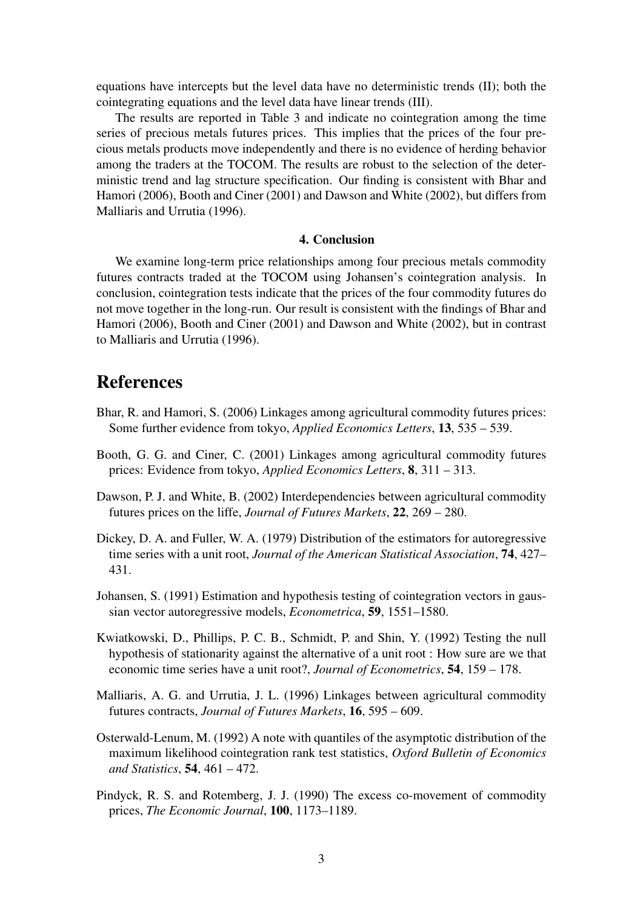equations have intercepts but the level data have no deterministic trends (II); both the cointegrating equations and the level data have linear trends (III).

The results are reported in Table 3 and indicate no cointegration among the time series of precious metals futures prices. This implies that the prices of the four precious metals products move independently and there is no evidence of herding behavior among the traders at the TOCOM. The results are robust to the selection of the deterministic trend and lag structure specification. Our finding is consistent with Bhar and Hamori (2006), Booth and Ciner (2001) and Dawson and White (2002), but differs from Malliaris and Urrutia (1996).

### 4. Conclusion

We examine long-term price relationships among four precious metals commodity futures contracts traded at the TOCOM using Johansen's cointegration analysis. In conclusion, cointegration tests indicate that the prices of the four commodity futures do not move together in the long-run. Our result is consistent with the findings of Bhar and Hamori (2006), Booth and Ciner (2001) and Dawson and White (2002), but in contrast to Malliaris and Urrutia (1996).

## References

Bhar, R. and Hamori, S. (2006) Linkages among agricultural commodity futures prices: Some further evidence from tokyo, *Applied Economics Letters*, **13**, 535 – 539.

Booth, G. G. and Ciner, C. (2001) Linkages among agricultural commodity futures prices: Evidence from tokyo, *Applied Economics Letters*, **8**, 311 – 313.

Dawson, P. J. and White, B. (2002) Interdependencies between agricultural commodity futures prices on the liffe, *Journal of Futures Markets*, **22**, 269 – 280.

Dickey, D. A. and Fuller, W. A. (1979) Distribution of the estimators for autoregressive time series with a unit root, *Journal of the American Statistical Association*, **74**, 427–431.

Johansen, S. (1991) Estimation and hypothesis testing of cointegration vectors in gaussian vector autoregressive models, *Econometrica*, **59**, 1551–1580.

Kwiatkowski, D., Phillips, P. C. B., Schmidt, P. and Shin, Y. (1992) Testing the null hypothesis of stationarity against the alternative of a unit root : How sure are we that economic time series have a unit root?, *Journal of Econometrics*, **54**, 159 – 178.

Malliaris, A. G. and Urrutia, J. L. (1996) Linkages between agricultural commodity futures contracts, *Journal of Futures Markets*, **16**, 595 – 609.

Osterwald-Lenum, M. (1992) A note with quantiles of the asymptotic distribution of the maximum likelihood cointegration rank test statistics, *Oxford Bulletin of Economics and Statistics*, **54**, 461 – 472.

Pindyck, R. S. and Rotemberg, J. J. (1990) The excess co-movement of commodity prices, *The Economic Journal*, **100**, 1173–1189.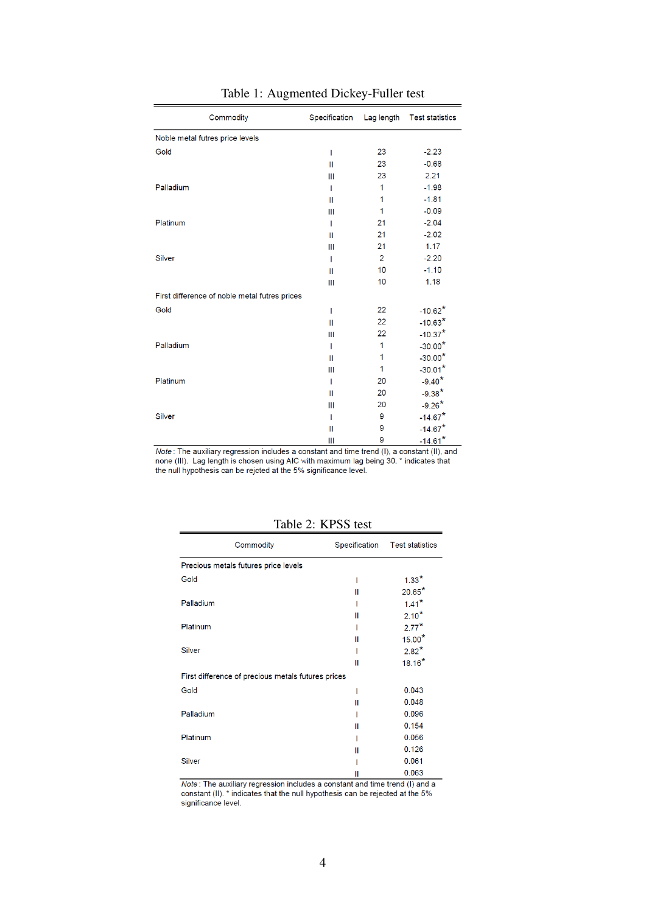Table 1: Augmented Dickey-Fuller test

| Commodity | Specification | Lag length | Test statistics |
|---|---|---|---|
| Noble metal futres price levels | | | |
| Gold | I | 23 | -2.23 |
| | II | 23 | -0.68 |
| | III | 23 | 2.21 |
| Palladium | I | 1 | -1.98 |
| | II | 1 | -1.81 |
| | III | 1 | -0.09 |
| Platinum | I | 21 | -2.04 |
| | II | 21 | -2.02 |
| | III | 21 | 1.17 |
| Silver | I | 2 | -2.20 |
| | II | 10 | -1.10 |
| | III | 10 | 1.18 |
| First difference of noble metal futres prices | | | |
| Gold | I | 22 | -10.62* |
| | II | 22 | -10.63* |
| | III | 22 | -10.37* |
| Palladium | I | 1 | -30.00* |
| | II | 1 | -30.00* |
| | III | 1 | -30.01* |
| Platinum | I | 20 | -9.40* |
| | II | 20 | -9.38* |
| | III | 20 | -9.26* |
| Silver | I | 9 | -14.67* |
| | II | 9 | -14.67* |
| | III | 9 | -14.61* |

*Note*: The auxiliary regression includes a constant and time trend (I), a constant (II), and none (III). Lag length is chosen using AIC with maximum lag being 30. * indicates that the null hypothesis can be rejcted at the 5% significance level.

Table 2: KPSS test

| Commodity | Specification | Test statistics |
|---|---|---|
| Precious metals futures price levels | | |
| Gold | I | 1.33* |
| | II | 20.65* |
| Palladium | I | 1.41* |
| | II | 2.10* |
| Platinum | I | 2.77* |
| | II | 15.00* |
| Silver | I | 2.82* |
| | II | 18.16* |
| First difference of precious metals futures prices | | |
| Gold | I | 0.043 |
| | II | 0.048 |
| Palladium | I | 0.096 |
| | II | 0.154 |
| Platinum | I | 0.056 |
| | II | 0.126 |
| Silver | I | 0.061 |
| | II | 0.063 |

*Note*: The auxiliary regression includes a constant and time trend (I) and a constant (II). * indicates that the null hypothesis can be rejected at the 5% significance level.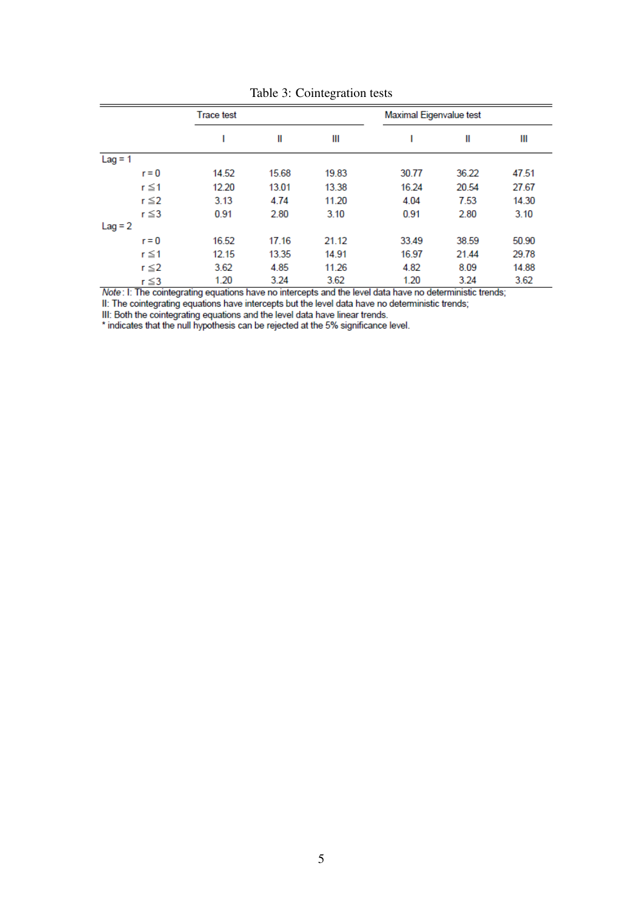Table 3: Cointegration tests

| | Trace test | | | Maximal Eigenvalue test | | |
|---|---|---|---|---|---|---|
| | I | II | III | I | II | III |
| Lag = 1 | | | | | | |
| r = 0 | 14.52 | 15.68 | 19.83 | 30.77 | 36.22 | 47.51 |
| r ≤ 1 | 12.20 | 13.01 | 13.38 | 16.24 | 20.54 | 27.67 |
| r ≤ 2 | 3.13 | 4.74 | 11.20 | 4.04 | 7.53 | 14.30 |
| r ≤ 3 | 0.91 | 2.80 | 3.10 | 0.91 | 2.80 | 3.10 |
| Lag = 2 | | | | | | |
| r = 0 | 16.52 | 17.16 | 21.12 | 33.49 | 38.59 | 50.90 |
| r ≤ 1 | 12.15 | 13.35 | 14.91 | 16.97 | 21.44 | 29.78 |
| r ≤ 2 | 3.62 | 4.85 | 11.26 | 4.82 | 8.09 | 14.88 |
| r ≤ 3 | 1.20 | 3.24 | 3.62 | 1.20 | 3.24 | 3.62 |

*Note*: I: The cointegrating equations have no intercepts and the level data have no deterministic trends;
II: The cointegrating equations have intercepts but the level data have no deterministic trends;
III: Both the cointegrating equations and the level data have linear trends.
* indicates that the null hypothesis can be rejected at the 5% significance level.